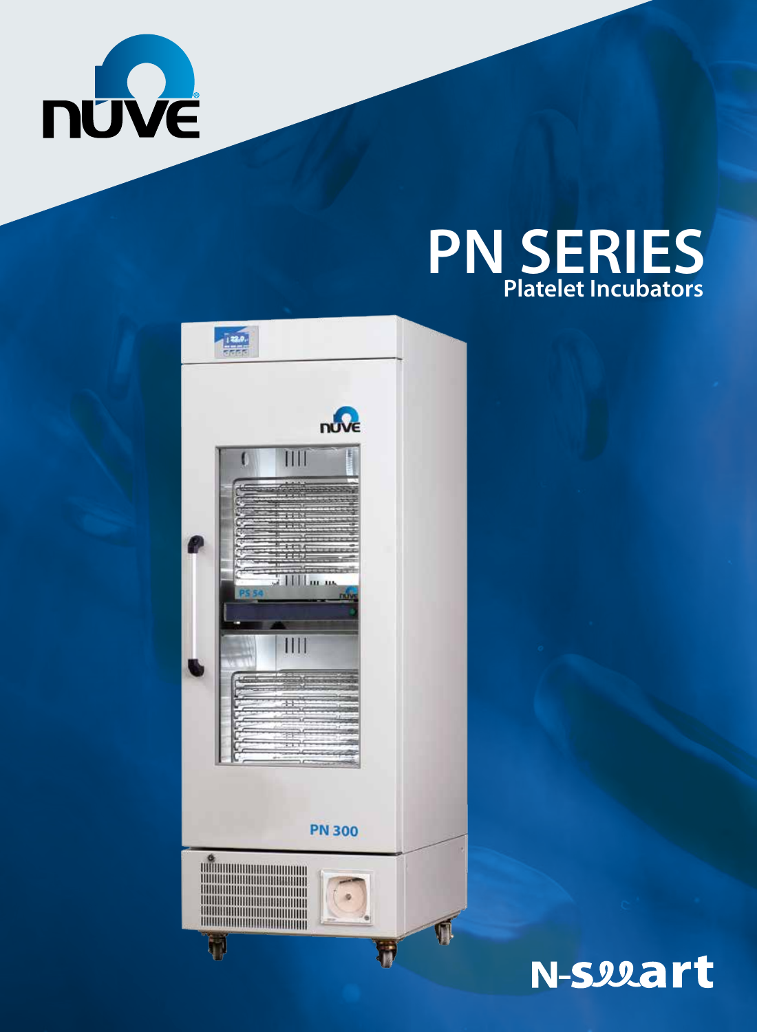nüve

# PN SERIES

## Platelet Incubators

N-smart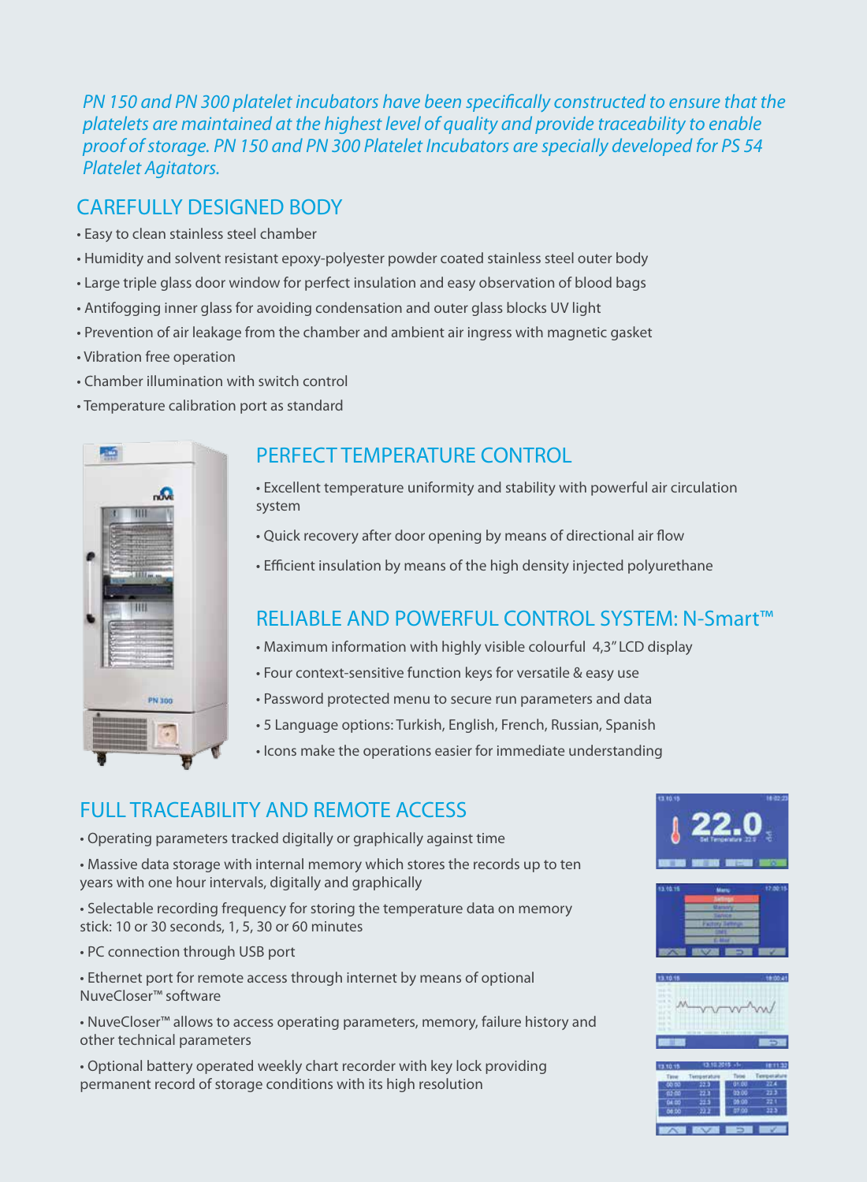*PN 150 and PN 300 platelet incubators have been specifically constructed to ensure that the platelets are maintained at the highest level of quality and provide traceability to enable proof of storage. PN 150 and PN 300 Platelet Incubators are specially developed for PS 54 Platelet Agitators.*

## CAREFULLY DESIGNED BODY

- Easy to clean stainless steel chamber
- Humidity and solvent resistant epoxy-polyester powder coated stainless steel outer body
- Large triple glass door window for perfect insulation and easy observation of blood bags
- Antifogging inner glass for avoiding condensation and outer glass blocks UV light
- Prevention of air leakage from the chamber and ambient air ingress with magnetic gasket
- Vibration free operation
- Chamber illumination with switch control
- Temperature calibration port as standard

## PERFECT TEMPERATURE CONTROL

- Excellent temperature uniformity and stability with powerful air circulation system
- Quick recovery after door opening by means of directional air flow
- Efficient insulation by means of the high density injected polyurethane

## RELIABLE AND POWERFUL CONTROL SYSTEM: N-Smart™

- Maximum information with highly visible colourful 4,3" LCD display
- Four context-sensitive function keys for versatile & easy use
- Password protected menu to secure run parameters and data
- 5 Language options: Turkish, English, French, Russian, Spanish
- Icons make the operations easier for immediate understanding

## FULL TRACEABILITY AND REMOTE ACCESS

- Operating parameters tracked digitally or graphically against time
- Massive data storage with internal memory which stores the records up to ten years with one hour intervals, digitally and graphically
- Selectable recording frequency for storing the temperature data on memory stick: 10 or 30 seconds, 1, 5, 30 or 60 minutes
- PC connection through USB port
- Ethernet port for remote access through internet by means of optional NuveCloser™ software
- NuveCloser™ allows to access operating parameters, memory, failure history and other technical parameters
- Optional battery operated weekly chart recorder with key lock providing permanent record of storage conditions with its high resolution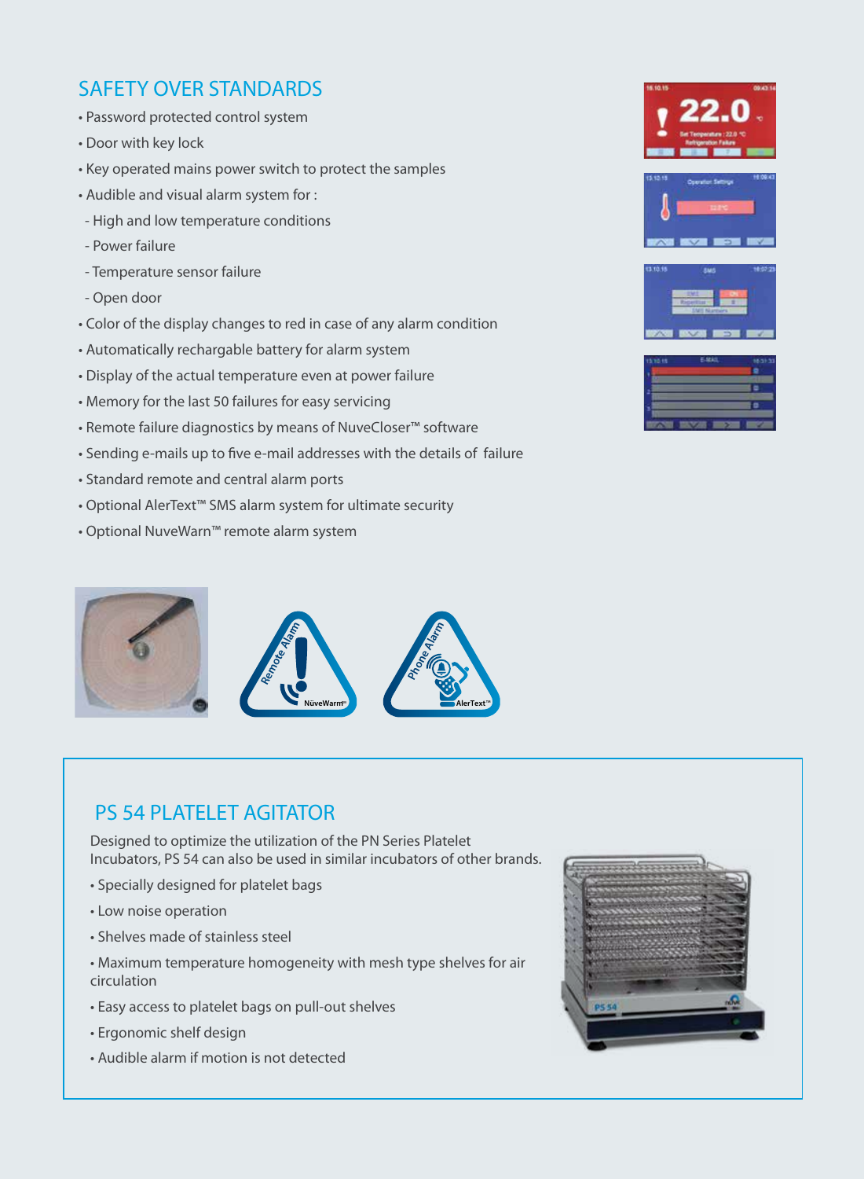## SAFETY OVER STANDARDS

- Password protected control system
- Door with key lock
- Key operated mains power switch to protect the samples
- Audible and visual alarm system for :
  - High and low temperature conditions
  - Power failure
  - Temperature sensor failure
  - Open door
- Color of the display changes to red in case of any alarm condition
- Automatically rechargable battery for alarm system
- Display of the actual temperature even at power failure
- Memory for the last 50 failures for easy servicing
- Remote failure diagnostics by means of NuveCloser™ software
- Sending e-mails up to five e-mail addresses with the details of failure
- Standard remote and central alarm ports
- Optional AlerText™ SMS alarm system for ultimate security
- Optional NuveWarn™ remote alarm system

## PS 54 PLATELET AGITATOR

Designed to optimize the utilization of the PN Series Platelet Incubators, PS 54 can also be used in similar incubators of other brands.

- Specially designed for platelet bags
- Low noise operation
- Shelves made of stainless steel
- Maximum temperature homogeneity with mesh type shelves for air circulation
- Easy access to platelet bags on pull-out shelves
- Ergonomic shelf design
- Audible alarm if motion is not detected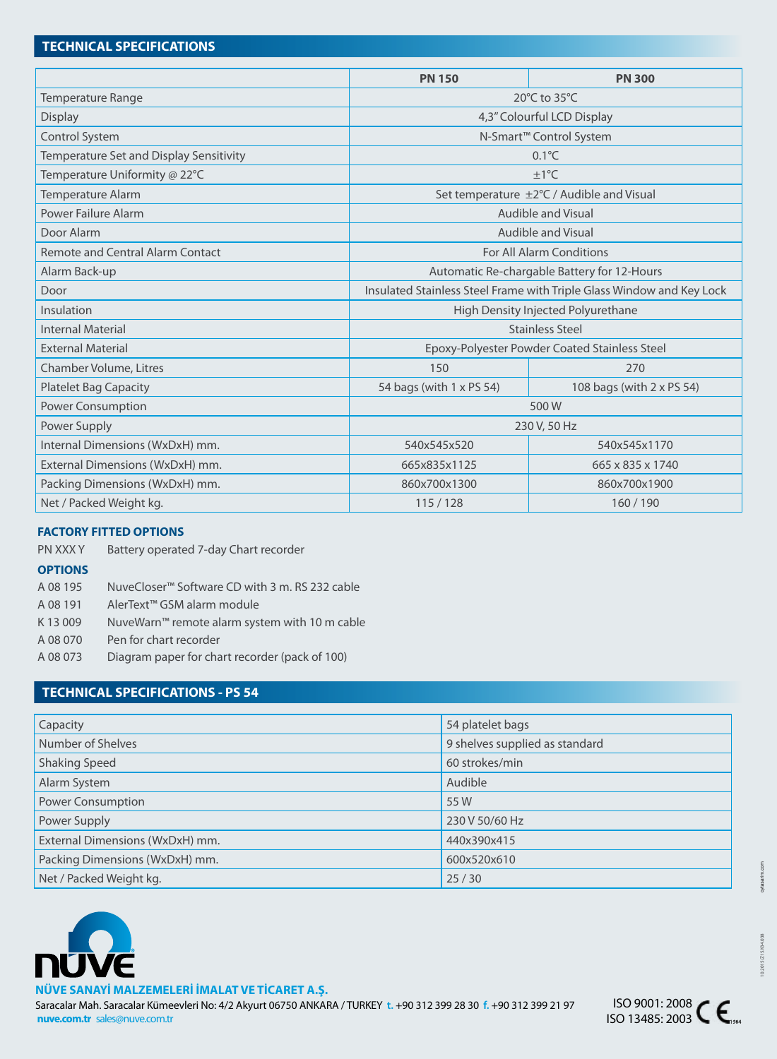## TECHNICAL SPECIFICATIONS

| | PN 150 | PN 300 |
|---|---|---|
| Temperature Range | 20°C to 35°C | |
| Display | 4,3" Colourful LCD Display | |
| Control System | N-Smart™ Control System | |
| Temperature Set and Display Sensitivity | 0.1°C | |
| Temperature Uniformity @ 22°C | ±1°C | |
| Temperature Alarm | Set temperature ±2°C / Audible and Visual | |
| Power Failure Alarm | Audible and Visual | |
| Door Alarm | Audible and Visual | |
| Remote and Central Alarm Contact | For All Alarm Conditions | |
| Alarm Back-up | Automatic Re-chargable Battery for 12-Hours | |
| Door | Insulated Stainless Steel Frame with Triple Glass Window and Key Lock | |
| Insulation | High Density Injected Polyurethane | |
| Internal Material | Stainless Steel | |
| External Material | Epoxy-Polyester Powder Coated Stainless Steel | |
| Chamber Volume, Litres | 150 | 270 |
| Platelet Bag Capacity | 54 bags (with 1 x PS 54) | 108 bags (with 2 x PS 54) |
| Power Consumption | 500 W | |
| Power Supply | 230 V, 50 Hz | |
| Internal Dimensions (WxDxH) mm. | 540x545x520 | 540x545x1170 |
| External Dimensions (WxDxH) mm. | 665x835x1125 | 665 x 835 x 1740 |
| Packing Dimensions (WxDxH) mm. | 860x700x1300 | 860x700x1900 |
| Net / Packed Weight kg. | 115 / 128 | 160 / 190 |

### FACTORY FITTED OPTIONS

PN XXX Y Battery operated 7-day Chart recorder

### OPTIONS

A 08 195 NuveCloser™ Software CD with 3 m. RS 232 cable
A 08 191 AlerText™ GSM alarm module
K 13 009 NuveWarn™ remote alarm system with 10 m cable
A 08 070 Pen for chart recorder
A 08 073 Diagram paper for chart recorder (pack of 100)

## TECHNICAL SPECIFICATIONS - PS 54

| | |
|---|---|
| Capacity | 54 platelet bags |
| Number of Shelves | 9 shelves supplied as standard |
| Shaking Speed | 60 strokes/min |
| Alarm System | Audible |
| Power Consumption | 55 W |
| Power Supply | 230 V 50/60 Hz |
| External Dimensions (WxDxH) mm. | 440x390x415 |
| Packing Dimensions (WxDxH) mm. | 600x520x610 |
| Net / Packed Weight kg. | 25 / 30 |

**NÜVE SANAYİ MALZEMELERİ İMALAT VE TİCARET A.Ş.**
Saracalar Mah. Saracalar Kümeevleri No: 4/2 Akyurt 06750 ANKARA / TURKEY t. +90 312 399 28 30 f. +90 312 399 21 97
nuve.com.tr sales@nuve.com.tr

ISO 9001: 2008
ISO 13485: 2003